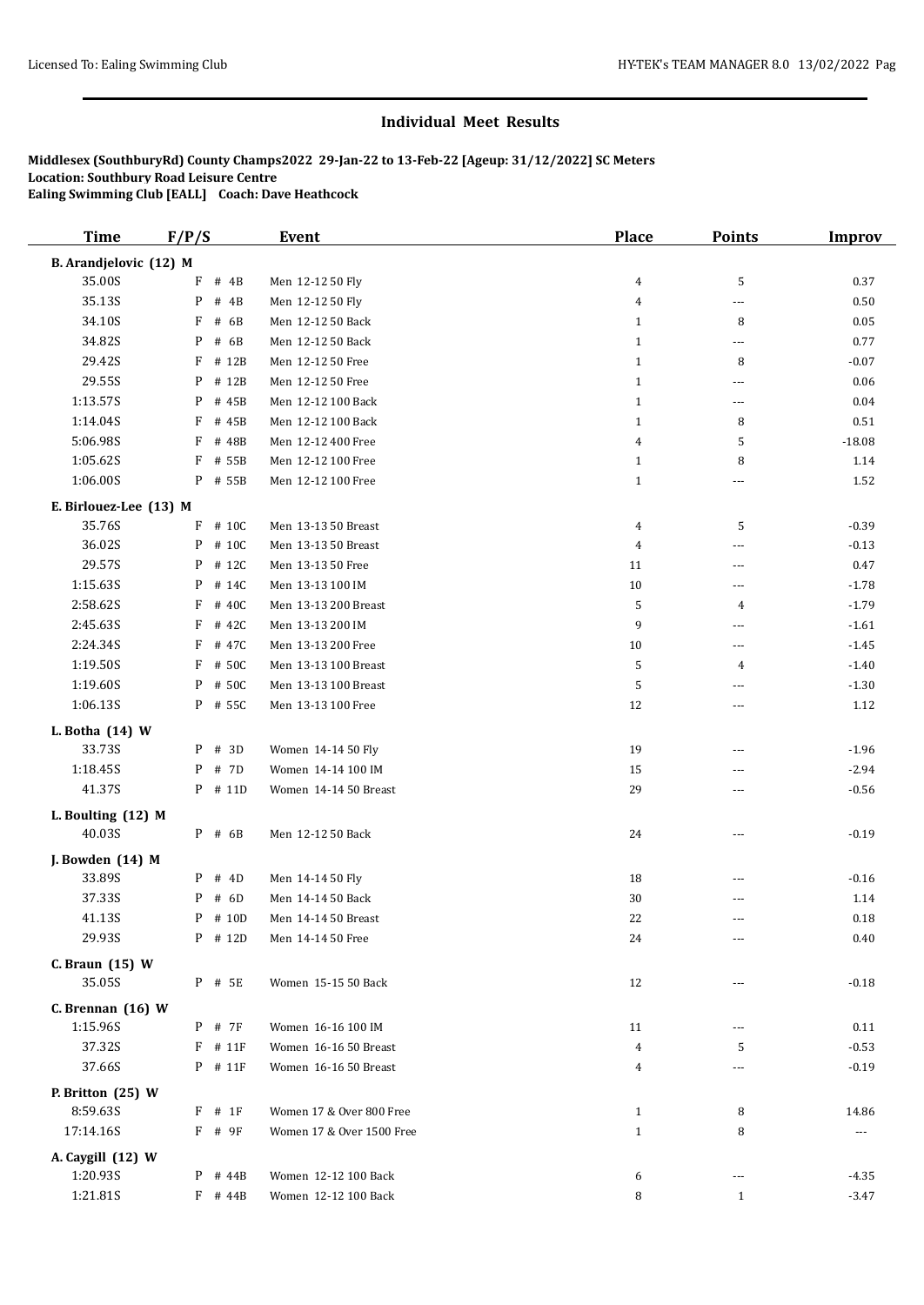## Individual Meet Results

**Middlesex (SouthburyRd) County Champs2022 29-Jan-22 to 13-Feb-22 [Ageup: 31/12/2022] SC Meters**
**Location: Southbury Road Leisure Centre**
**Ealing Swimming Club [EALL] Coach: Dave Heathcock**

| Time | F/P/S | Event | Place | Points | Improv |
|---|---|---|---|---|---|
| **B. Arandjelovic (12) M** | | | | | |
| 35.00S | F # 4B | Men 12-12 50 Fly | 4 | 5 | 0.37 |
| 35.13S | P # 4B | Men 12-12 50 Fly | 4 | --- | 0.50 |
| 34.10S | F # 6B | Men 12-12 50 Back | 1 | 8 | 0.05 |
| 34.82S | P # 6B | Men 12-12 50 Back | 1 | --- | 0.77 |
| 29.42S | F # 12B | Men 12-12 50 Free | 1 | 8 | -0.07 |
| 29.55S | P # 12B | Men 12-12 50 Free | 1 | --- | 0.06 |
| 1:13.57S | P # 45B | Men 12-12 100 Back | 1 | --- | 0.04 |
| 1:14.04S | F # 45B | Men 12-12 100 Back | 1 | 8 | 0.51 |
| 5:06.98S | F # 48B | Men 12-12 400 Free | 4 | 5 | -18.08 |
| 1:05.62S | F # 55B | Men 12-12 100 Free | 1 | 8 | 1.14 |
| 1:06.00S | P # 55B | Men 12-12 100 Free | 1 | --- | 1.52 |
| **E. Birlouez-Lee (13) M** | | | | | |
| 35.76S | F # 10C | Men 13-13 50 Breast | 4 | 5 | -0.39 |
| 36.02S | P # 10C | Men 13-13 50 Breast | 4 | --- | -0.13 |
| 29.57S | P # 12C | Men 13-13 50 Free | 11 | --- | 0.47 |
| 1:15.63S | P # 14C | Men 13-13 100 IM | 10 | --- | -1.78 |
| 2:58.62S | F # 40C | Men 13-13 200 Breast | 5 | 4 | -1.79 |
| 2:45.63S | F # 42C | Men 13-13 200 IM | 9 | --- | -1.61 |
| 2:24.34S | F # 47C | Men 13-13 200 Free | 10 | --- | -1.45 |
| 1:19.50S | F # 50C | Men 13-13 100 Breast | 5 | 4 | -1.40 |
| 1:19.60S | P # 50C | Men 13-13 100 Breast | 5 | --- | -1.30 |
| 1:06.13S | P # 55C | Men 13-13 100 Free | 12 | --- | 1.12 |
| **L. Botha (14) W** | | | | | |
| 33.73S | P # 3D | Women 14-14 50 Fly | 19 | --- | -1.96 |
| 1:18.45S | P # 7D | Women 14-14 100 IM | 15 | --- | -2.94 |
| 41.37S | P # 11D | Women 14-14 50 Breast | 29 | --- | -0.56 |
| **L. Boulting (12) M** | | | | | |
| 40.03S | P # 6B | Men 12-12 50 Back | 24 | --- | -0.19 |
| **J. Bowden (14) M** | | | | | |
| 33.89S | P # 4D | Men 14-14 50 Fly | 18 | --- | -0.16 |
| 37.33S | P # 6D | Men 14-14 50 Back | 30 | --- | 1.14 |
| 41.13S | P # 10D | Men 14-14 50 Breast | 22 | --- | 0.18 |
| 29.93S | P # 12D | Men 14-14 50 Free | 24 | --- | 0.40 |
| **C. Braun (15) W** | | | | | |
| 35.05S | P # 5E | Women 15-15 50 Back | 12 | --- | -0.18 |
| **C. Brennan (16) W** | | | | | |
| 1:15.96S | P # 7F | Women 16-16 100 IM | 11 | --- | 0.11 |
| 37.32S | F # 11F | Women 16-16 50 Breast | 4 | 5 | -0.53 |
| 37.66S | P # 11F | Women 16-16 50 Breast | 4 | --- | -0.19 |
| **P. Britton (25) W** | | | | | |
| 8:59.63S | F # 1F | Women 17 & Over 800 Free | 1 | 8 | 14.86 |
| 17:14.16S | F # 9F | Women 17 & Over 1500 Free | 1 | 8 | --- |
| **A. Caygill (12) W** | | | | | |
| 1:20.93S | P # 44B | Women 12-12 100 Back | 6 | --- | -4.35 |
| 1:21.81S | F # 44B | Women 12-12 100 Back | 8 | 1 | -3.47 |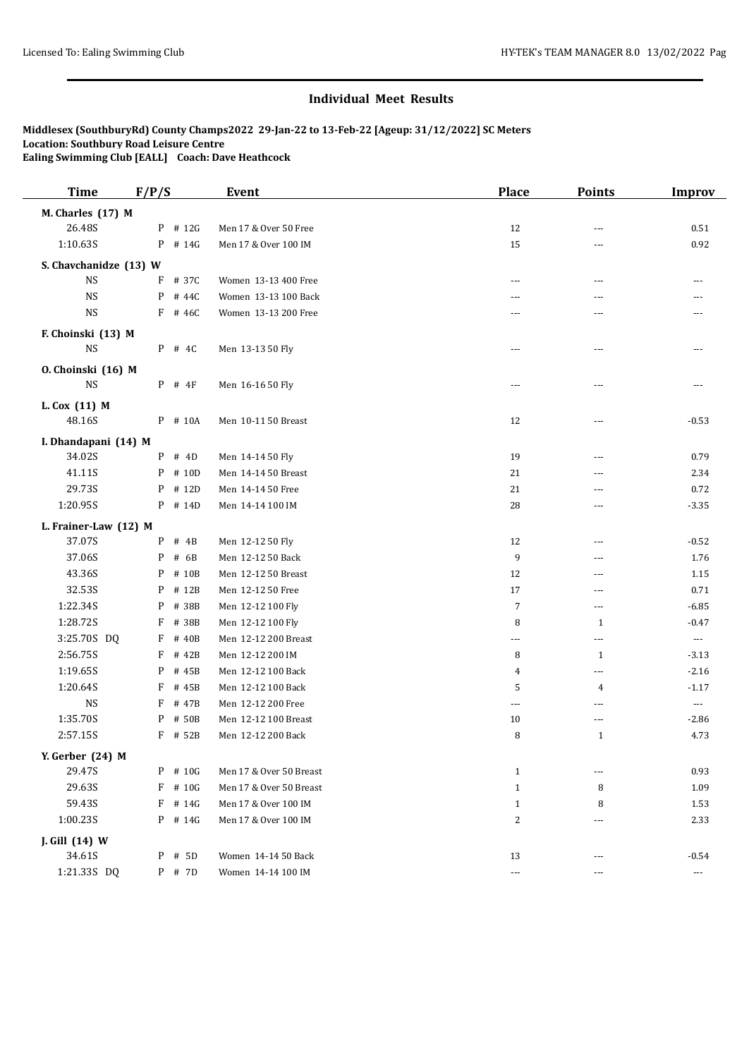## Individual Meet Results

**Middlesex (SouthburyRd) County Champs2022 29-Jan-22 to 13-Feb-22 [Ageup: 31/12/2022] SC Meters**
**Location: Southbury Road Leisure Centre**
**Ealing Swimming Club [EALL] Coach: Dave Heathcock**

| Time | F/P/S | Event | Place | Points | Improv |
|---|---|---|---|---|---|
| **M. Charles (17) M** | | | | | |
| 26.48S | P # 12G | Men 17 & Over 50 Free | 12 | --- | 0.51 |
| 1:10.63S | P # 14G | Men 17 & Over 100 IM | 15 | --- | 0.92 |
| **S. Chavchanidze (13) W** | | | | | |
| NS | F # 37C | Women 13-13 400 Free | --- | --- | --- |
| NS | P # 44C | Women 13-13 100 Back | --- | --- | --- |
| NS | F # 46C | Women 13-13 200 Free | --- | --- | --- |
| **F. Choinski (13) M** | | | | | |
| NS | P # 4C | Men 13-13 50 Fly | --- | --- | --- |
| **O. Choinski (16) M** | | | | | |
| NS | P # 4F | Men 16-16 50 Fly | --- | --- | --- |
| **L. Cox (11) M** | | | | | |
| 48.16S | P # 10A | Men 10-11 50 Breast | 12 | --- | -0.53 |
| **I. Dhandapani (14) M** | | | | | |
| 34.02S | P # 4D | Men 14-14 50 Fly | 19 | --- | 0.79 |
| 41.11S | P # 10D | Men 14-14 50 Breast | 21 | --- | 2.34 |
| 29.73S | P # 12D | Men 14-14 50 Free | 21 | --- | 0.72 |
| 1:20.95S | P # 14D | Men 14-14 100 IM | 28 | --- | -3.35 |
| **L. Frainer-Law (12) M** | | | | | |
| 37.07S | P # 4B | Men 12-12 50 Fly | 12 | --- | -0.52 |
| 37.06S | P # 6B | Men 12-12 50 Back | 9 | --- | 1.76 |
| 43.36S | P # 10B | Men 12-12 50 Breast | 12 | --- | 1.15 |
| 32.53S | P # 12B | Men 12-12 50 Free | 17 | --- | 0.71 |
| 1:22.34S | P # 38B | Men 12-12 100 Fly | 7 | --- | -6.85 |
| 1:28.72S | F # 38B | Men 12-12 100 Fly | 8 | 1 | -0.47 |
| 3:25.70S DQ | F # 40B | Men 12-12 200 Breast | --- | --- | --- |
| 2:56.75S | F # 42B | Men 12-12 200 IM | 8 | 1 | -3.13 |
| 1:19.65S | P # 45B | Men 12-12 100 Back | 4 | --- | -2.16 |
| 1:20.64S | F # 45B | Men 12-12 100 Back | 5 | 4 | -1.17 |
| NS | F # 47B | Men 12-12 200 Free | --- | --- | --- |
| 1:35.70S | P # 50B | Men 12-12 100 Breast | 10 | --- | -2.86 |
| 2:57.15S | F # 52B | Men 12-12 200 Back | 8 | 1 | 4.73 |
| **Y. Gerber (24) M** | | | | | |
| 29.47S | P # 10G | Men 17 & Over 50 Breast | 1 | --- | 0.93 |
| 29.63S | F # 10G | Men 17 & Over 50 Breast | 1 | 8 | 1.09 |
| 59.43S | F # 14G | Men 17 & Over 100 IM | 1 | 8 | 1.53 |
| 1:00.23S | P # 14G | Men 17 & Over 100 IM | 2 | --- | 2.33 |
| **J. Gill (14) W** | | | | | |
| 34.61S | P # 5D | Women 14-14 50 Back | 13 | --- | -0.54 |
| 1:21.33S DQ | P # 7D | Women 14-14 100 IM | --- | --- | --- |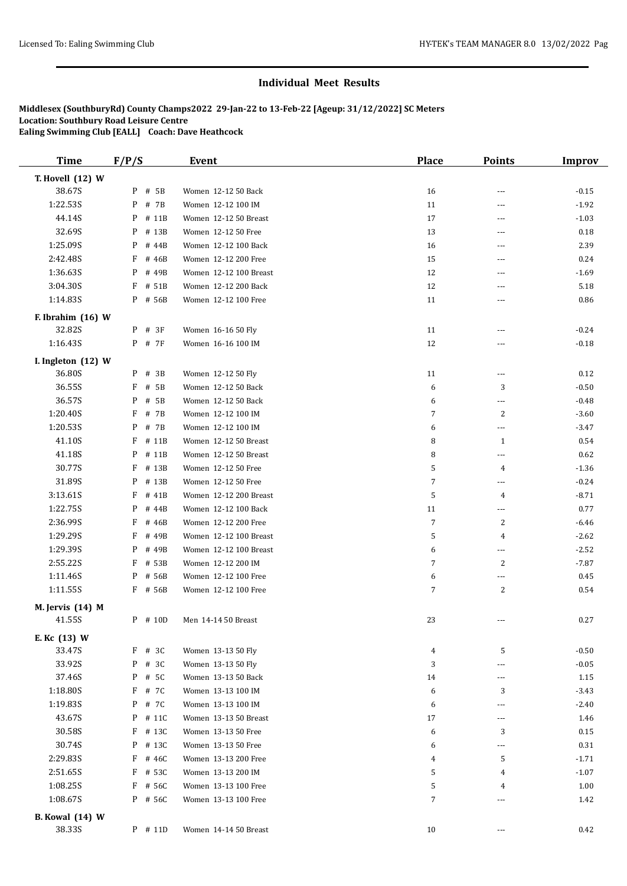## Individual Meet Results

**Middlesex (SouthburyRd) County Champs2022 29-Jan-22 to 13-Feb-22 [Ageup: 31/12/2022] SC Meters**
**Location: Southbury Road Leisure Centre**
**Ealing Swimming Club [EALL] Coach: Dave Heathcock**

| Time | F/P/S | Event | Place | Points | Improv |
|---|---|---|---|---|---|
| **T. Hovell (12) W** | | | | | |
| 38.67S | P # 5B | Women 12-12 50 Back | 16 | --- | -0.15 |
| 1:22.53S | P # 7B | Women 12-12 100 IM | 11 | --- | -1.92 |
| 44.14S | P # 11B | Women 12-12 50 Breast | 17 | --- | -1.03 |
| 32.69S | P # 13B | Women 12-12 50 Free | 13 | --- | 0.18 |
| 1:25.09S | P # 44B | Women 12-12 100 Back | 16 | --- | 2.39 |
| 2:42.48S | F # 46B | Women 12-12 200 Free | 15 | --- | 0.24 |
| 1:36.63S | P # 49B | Women 12-12 100 Breast | 12 | --- | -1.69 |
| 3:04.30S | F # 51B | Women 12-12 200 Back | 12 | --- | 5.18 |
| 1:14.83S | P # 56B | Women 12-12 100 Free | 11 | --- | 0.86 |
| **F. Ibrahim (16) W** | | | | | |
| 32.82S | P # 3F | Women 16-16 50 Fly | 11 | --- | -0.24 |
| 1:16.43S | P # 7F | Women 16-16 100 IM | 12 | --- | -0.18 |
| **I. Ingleton (12) W** | | | | | |
| 36.80S | P # 3B | Women 12-12 50 Fly | 11 | --- | 0.12 |
| 36.55S | F # 5B | Women 12-12 50 Back | 6 | 3 | -0.50 |
| 36.57S | P # 5B | Women 12-12 50 Back | 6 | --- | -0.48 |
| 1:20.40S | F # 7B | Women 12-12 100 IM | 7 | 2 | -3.60 |
| 1:20.53S | P # 7B | Women 12-12 100 IM | 6 | --- | -3.47 |
| 41.10S | F # 11B | Women 12-12 50 Breast | 8 | 1 | 0.54 |
| 41.18S | P # 11B | Women 12-12 50 Breast | 8 | --- | 0.62 |
| 30.77S | F # 13B | Women 12-12 50 Free | 5 | 4 | -1.36 |
| 31.89S | P # 13B | Women 12-12 50 Free | 7 | --- | -0.24 |
| 3:13.61S | F # 41B | Women 12-12 200 Breast | 5 | 4 | -8.71 |
| 1:22.75S | P # 44B | Women 12-12 100 Back | 11 | --- | 0.77 |
| 2:36.99S | F # 46B | Women 12-12 200 Free | 7 | 2 | -6.46 |
| 1:29.29S | F # 49B | Women 12-12 100 Breast | 5 | 4 | -2.62 |
| 1:29.39S | P # 49B | Women 12-12 100 Breast | 6 | --- | -2.52 |
| 2:55.22S | F # 53B | Women 12-12 200 IM | 7 | 2 | -7.87 |
| 1:11.46S | P # 56B | Women 12-12 100 Free | 6 | --- | 0.45 |
| 1:11.55S | F # 56B | Women 12-12 100 Free | 7 | 2 | 0.54 |
| **M. Jervis (14) M** | | | | | |
| 41.55S | P # 10D | Men 14-14 50 Breast | 23 | --- | 0.27 |
| **E. Kc (13) W** | | | | | |
| 33.47S | F # 3C | Women 13-13 50 Fly | 4 | 5 | -0.50 |
| 33.92S | P # 3C | Women 13-13 50 Fly | 3 | --- | -0.05 |
| 37.46S | P # 5C | Women 13-13 50 Back | 14 | --- | 1.15 |
| 1:18.80S | F # 7C | Women 13-13 100 IM | 6 | 3 | -3.43 |
| 1:19.83S | P # 7C | Women 13-13 100 IM | 6 | --- | -2.40 |
| 43.67S | P # 11C | Women 13-13 50 Breast | 17 | --- | 1.46 |
| 30.58S | F # 13C | Women 13-13 50 Free | 6 | 3 | 0.15 |
| 30.74S | P # 13C | Women 13-13 50 Free | 6 | --- | 0.31 |
| 2:29.83S | F # 46C | Women 13-13 200 Free | 4 | 5 | -1.71 |
| 2:51.65S | F # 53C | Women 13-13 200 IM | 5 | 4 | -1.07 |
| 1:08.25S | F # 56C | Women 13-13 100 Free | 5 | 4 | 1.00 |
| 1:08.67S | P # 56C | Women 13-13 100 Free | 7 | --- | 1.42 |
| **B. Kowal (14) W** | | | | | |
| 38.33S | P # 11D | Women 14-14 50 Breast | 10 | --- | 0.42 |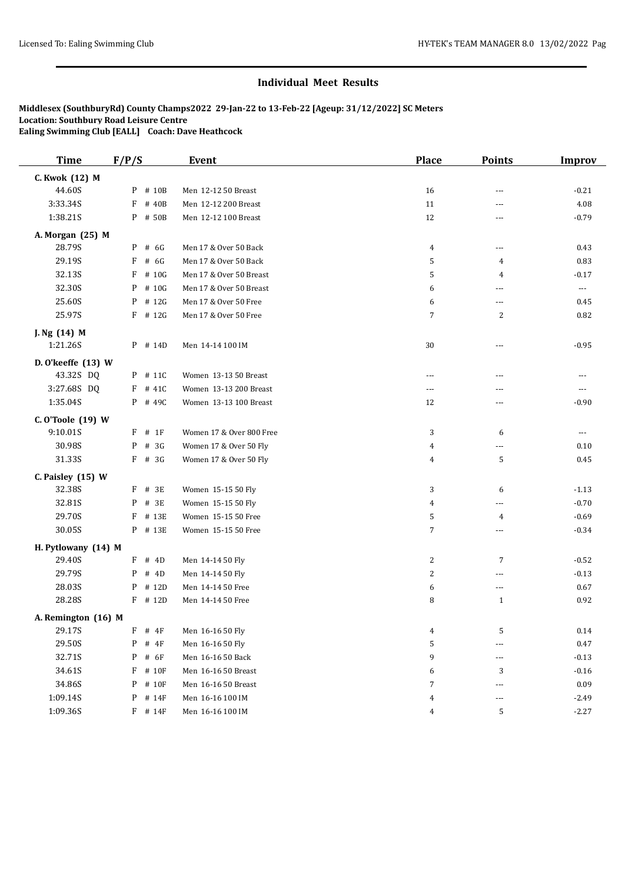## Individual Meet Results

**Middlesex (SouthburyRd) County Champs2022 29-Jan-22 to 13-Feb-22 [Ageup: 31/12/2022] SC Meters**
**Location: Southbury Road Leisure Centre**
**Ealing Swimming Club [EALL] Coach: Dave Heathcock**

| Time | F/P/S | Event | Place | Points | Improv |
|---|---|---|---|---|---|
| **C. Kwok (12) M** | | | | | |
| 44.60S | P # 10B | Men 12-12 50 Breast | 16 | --- | -0.21 |
| 3:33.34S | F # 40B | Men 12-12 200 Breast | 11 | --- | 4.08 |
| 1:38.21S | P # 50B | Men 12-12 100 Breast | 12 | --- | -0.79 |
| **A. Morgan (25) M** | | | | | |
| 28.79S | P # 6G | Men 17 & Over 50 Back | 4 | --- | 0.43 |
| 29.19S | F # 6G | Men 17 & Over 50 Back | 5 | 4 | 0.83 |
| 32.13S | F # 10G | Men 17 & Over 50 Breast | 5 | 4 | -0.17 |
| 32.30S | P # 10G | Men 17 & Over 50 Breast | 6 | --- | --- |
| 25.60S | P # 12G | Men 17 & Over 50 Free | 6 | --- | 0.45 |
| 25.97S | F # 12G | Men 17 & Over 50 Free | 7 | 2 | 0.82 |
| **J. Ng (14) M** | | | | | |
| 1:21.26S | P # 14D | Men 14-14 100 IM | 30 | --- | -0.95 |
| **D. O'keeffe (13) W** | | | | | |
| 43.32S DQ | P # 11C | Women 13-13 50 Breast | --- | --- | --- |
| 3:27.68S DQ | F # 41C | Women 13-13 200 Breast | --- | --- | --- |
| 1:35.04S | P # 49C | Women 13-13 100 Breast | 12 | --- | -0.90 |
| **C. O'Toole (19) W** | | | | | |
| 9:10.01S | F # 1F | Women 17 & Over 800 Free | 3 | 6 | --- |
| 30.98S | P # 3G | Women 17 & Over 50 Fly | 4 | --- | 0.10 |
| 31.33S | F # 3G | Women 17 & Over 50 Fly | 4 | 5 | 0.45 |
| **C. Paisley (15) W** | | | | | |
| 32.38S | F # 3E | Women 15-15 50 Fly | 3 | 6 | -1.13 |
| 32.81S | P # 3E | Women 15-15 50 Fly | 4 | --- | -0.70 |
| 29.70S | F # 13E | Women 15-15 50 Free | 5 | 4 | -0.69 |
| 30.05S | P # 13E | Women 15-15 50 Free | 7 | --- | -0.34 |
| **H. Pytlowany (14) M** | | | | | |
| 29.40S | F # 4D | Men 14-14 50 Fly | 2 | 7 | -0.52 |
| 29.79S | P # 4D | Men 14-14 50 Fly | 2 | --- | -0.13 |
| 28.03S | P # 12D | Men 14-14 50 Free | 6 | --- | 0.67 |
| 28.28S | F # 12D | Men 14-14 50 Free | 8 | 1 | 0.92 |
| **A. Remington (16) M** | | | | | |
| 29.17S | F # 4F | Men 16-16 50 Fly | 4 | 5 | 0.14 |
| 29.50S | P # 4F | Men 16-16 50 Fly | 5 | --- | 0.47 |
| 32.71S | P # 6F | Men 16-16 50 Back | 9 | --- | -0.13 |
| 34.61S | F # 10F | Men 16-16 50 Breast | 6 | 3 | -0.16 |
| 34.86S | P # 10F | Men 16-16 50 Breast | 7 | --- | 0.09 |
| 1:09.14S | P # 14F | Men 16-16 100 IM | 4 | --- | -2.49 |
| 1:09.36S | F # 14F | Men 16-16 100 IM | 4 | 5 | -2.27 |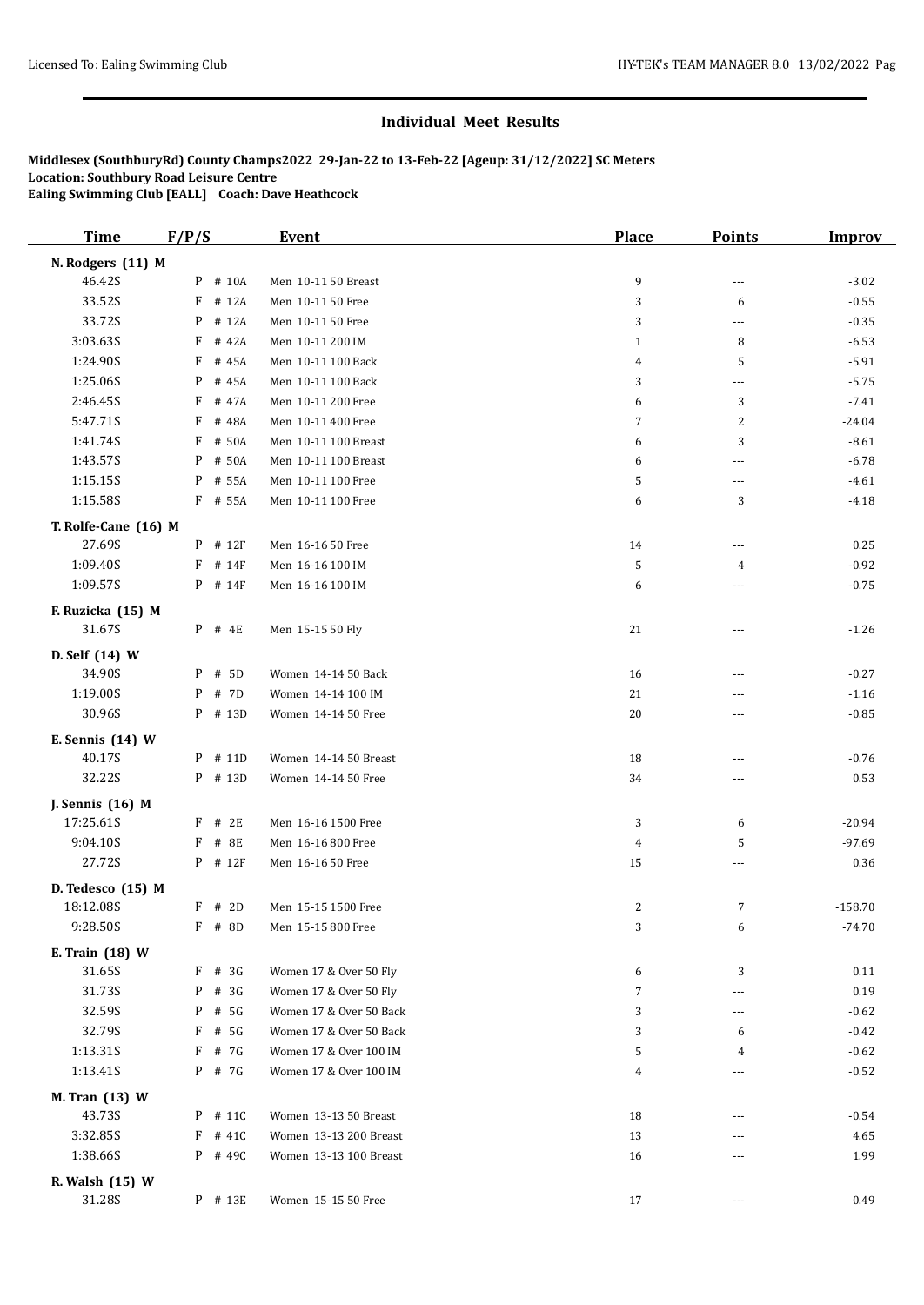## Individual Meet Results

**Middlesex (SouthburyRd) County Champs2022 29-Jan-22 to 13-Feb-22 [Ageup: 31/12/2022] SC Meters**
**Location: Southbury Road Leisure Centre**
**Ealing Swimming Club [EALL] Coach: Dave Heathcock**

| Time | F/P/S | | Event | Place | Points | Improv |
|---|---|---|---|---|---|---|
| **N. Rodgers (11) M** | | | | | | |
| 46.42S | P | # 10A | Men 10-11 50 Breast | 9 | --- | -3.02 |
| 33.52S | F | # 12A | Men 10-11 50 Free | 3 | 6 | -0.55 |
| 33.72S | P | # 12A | Men 10-11 50 Free | 3 | --- | -0.35 |
| 3:03.63S | F | # 42A | Men 10-11 200 IM | 1 | 8 | -6.53 |
| 1:24.90S | F | # 45A | Men 10-11 100 Back | 4 | 5 | -5.91 |
| 1:25.06S | P | # 45A | Men 10-11 100 Back | 3 | --- | -5.75 |
| 2:46.45S | F | # 47A | Men 10-11 200 Free | 6 | 3 | -7.41 |
| 5:47.71S | F | # 48A | Men 10-11 400 Free | 7 | 2 | -24.04 |
| 1:41.74S | F | # 50A | Men 10-11 100 Breast | 6 | 3 | -8.61 |
| 1:43.57S | P | # 50A | Men 10-11 100 Breast | 6 | --- | -6.78 |
| 1:15.15S | P | # 55A | Men 10-11 100 Free | 5 | --- | -4.61 |
| 1:15.58S | F | # 55A | Men 10-11 100 Free | 6 | 3 | -4.18 |
| **T. Rolfe-Cane (16) M** | | | | | | |
| 27.69S | P | # 12F | Men 16-16 50 Free | 14 | --- | 0.25 |
| 1:09.40S | F | # 14F | Men 16-16 100 IM | 5 | 4 | -0.92 |
| 1:09.57S | P | # 14F | Men 16-16 100 IM | 6 | --- | -0.75 |
| **F. Ruzicka (15) M** | | | | | | |
| 31.67S | P | # 4E | Men 15-15 50 Fly | 21 | --- | -1.26 |
| **D. Self (14) W** | | | | | | |
| 34.90S | P | # 5D | Women 14-14 50 Back | 16 | --- | -0.27 |
| 1:19.00S | P | # 7D | Women 14-14 100 IM | 21 | --- | -1.16 |
| 30.96S | P | # 13D | Women 14-14 50 Free | 20 | --- | -0.85 |
| **E. Sennis (14) W** | | | | | | |
| 40.17S | P | # 11D | Women 14-14 50 Breast | 18 | --- | -0.76 |
| 32.22S | P | # 13D | Women 14-14 50 Free | 34 | --- | 0.53 |
| **J. Sennis (16) M** | | | | | | |
| 17:25.61S | F | # 2E | Men 16-16 1500 Free | 3 | 6 | -20.94 |
| 9:04.10S | F | # 8E | Men 16-16 800 Free | 4 | 5 | -97.69 |
| 27.72S | P | # 12F | Men 16-16 50 Free | 15 | --- | 0.36 |
| **D. Tedesco (15) M** | | | | | | |
| 18:12.08S | F | # 2D | Men 15-15 1500 Free | 2 | 7 | -158.70 |
| 9:28.50S | F | # 8D | Men 15-15 800 Free | 3 | 6 | -74.70 |
| **E. Train (18) W** | | | | | | |
| 31.65S | F | # 3G | Women 17 & Over 50 Fly | 6 | 3 | 0.11 |
| 31.73S | P | # 3G | Women 17 & Over 50 Fly | 7 | --- | 0.19 |
| 32.59S | P | # 5G | Women 17 & Over 50 Back | 3 | --- | -0.62 |
| 32.79S | F | # 5G | Women 17 & Over 50 Back | 3 | 6 | -0.42 |
| 1:13.31S | F | # 7G | Women 17 & Over 100 IM | 5 | 4 | -0.62 |
| 1:13.41S | P | # 7G | Women 17 & Over 100 IM | 4 | --- | -0.52 |
| **M. Tran (13) W** | | | | | | |
| 43.73S | P | # 11C | Women 13-13 50 Breast | 18 | --- | -0.54 |
| 3:32.85S | F | # 41C | Women 13-13 200 Breast | 13 | --- | 4.65 |
| 1:38.66S | P | # 49C | Women 13-13 100 Breast | 16 | --- | 1.99 |
| **R. Walsh (15) W** | | | | | | |
| 31.28S | P | # 13E | Women 15-15 50 Free | 17 | --- | 0.49 |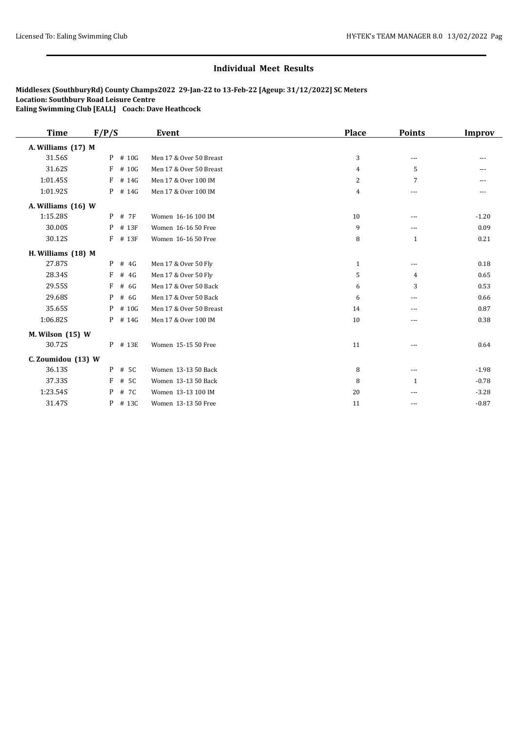## Individual Meet Results

**Middlesex (SouthburyRd) County Champs2022 29-Jan-22 to 13-Feb-22 [Ageup: 31/12/2022] SC Meters**
**Location: Southbury Road Leisure Centre**
**Ealing Swimming Club [EALL] Coach: Dave Heathcock**

| Time | F/P/S | Event | Place | Points | Improv |
|---|---|---|---|---|---|
| **A. Williams (17) M** | | | | | |
| 31.56S | P # 10G | Men 17 & Over 50 Breast | 3 | --- | --- |
| 31.62S | F # 10G | Men 17 & Over 50 Breast | 4 | 5 | --- |
| 1:01.45S | F # 14G | Men 17 & Over 100 IM | 2 | 7 | --- |
| 1:01.92S | P # 14G | Men 17 & Over 100 IM | 4 | --- | --- |
| **A. Williams (16) W** | | | | | |
| 1:15.28S | P # 7F | Women 16-16 100 IM | 10 | --- | -1.20 |
| 30.00S | P # 13F | Women 16-16 50 Free | 9 | --- | 0.09 |
| 30.12S | F # 13F | Women 16-16 50 Free | 8 | 1 | 0.21 |
| **H. Williams (18) M** | | | | | |
| 27.87S | P # 4G | Men 17 & Over 50 Fly | 1 | --- | 0.18 |
| 28.34S | F # 4G | Men 17 & Over 50 Fly | 5 | 4 | 0.65 |
| 29.55S | F # 6G | Men 17 & Over 50 Back | 6 | 3 | 0.53 |
| 29.68S | P # 6G | Men 17 & Over 50 Back | 6 | --- | 0.66 |
| 35.65S | P # 10G | Men 17 & Over 50 Breast | 14 | --- | 0.87 |
| 1:06.82S | P # 14G | Men 17 & Over 100 IM | 10 | --- | 0.38 |
| **M. Wilson (15) W** | | | | | |
| 30.72S | P # 13E | Women 15-15 50 Free | 11 | --- | 0.64 |
| **C. Zoumidou (13) W** | | | | | |
| 36.13S | P # 5C | Women 13-13 50 Back | 8 | --- | -1.98 |
| 37.33S | F # 5C | Women 13-13 50 Back | 8 | 1 | -0.78 |
| 1:23.54S | P # 7C | Women 13-13 100 IM | 20 | --- | -3.28 |
| 31.47S | P # 13C | Women 13-13 50 Free | 11 | --- | -0.87 |